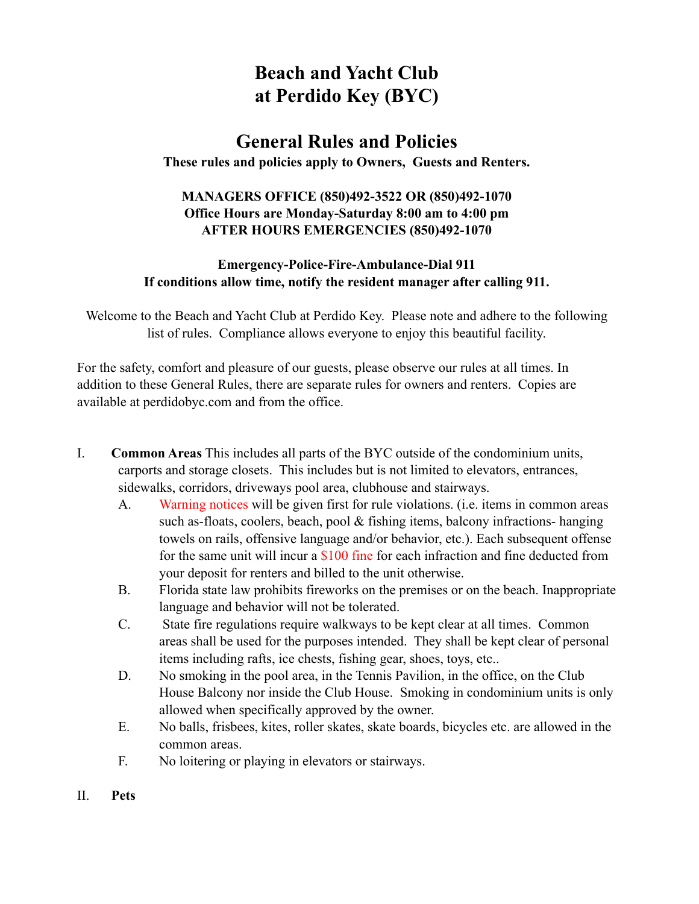# Beach and Yacht Club at Perdido Key (BYC)

## General Rules and Policies

**These rules and policies apply to Owners, Guests and Renters.**

**MANAGERS OFFICE (850)492-3522 OR (850)492-1070**
**Office Hours are Monday-Saturday 8:00 am to 4:00 pm**
**AFTER HOURS EMERGENCIES (850)492-1070**

**Emergency-Police-Fire-Ambulance-Dial 911**
**If conditions allow time, notify the resident manager after calling 911.**

Welcome to the Beach and Yacht Club at Perdido Key. Please note and adhere to the following list of rules. Compliance allows everyone to enjoy this beautiful facility.

For the safety, comfort and pleasure of our guests, please observe our rules at all times. In addition to these General Rules, there are separate rules for owners and renters. Copies are available at perdidobyc.com and from the office.

I. **Common Areas** This includes all parts of the BYC outside of the condominium units, carports and storage closets. This includes but is not limited to elevators, entrances, sidewalks, corridors, driveways pool area, clubhouse and stairways.

   A. Warning notices will be given first for rule violations. (i.e. items in common areas such as-floats, coolers, beach, pool & fishing items, balcony infractions- hanging towels on rails, offensive language and/or behavior, etc.). Each subsequent offense for the same unit will incur a $100 fine for each infraction and fine deducted from your deposit for renters and billed to the unit otherwise.

   B. Florida state law prohibits fireworks on the premises or on the beach. Inappropriate language and behavior will not be tolerated.

   C. State fire regulations require walkways to be kept clear at all times. Common areas shall be used for the purposes intended. They shall be kept clear of personal items including rafts, ice chests, fishing gear, shoes, toys, etc..

   D. No smoking in the pool area, in the Tennis Pavilion, in the office, on the Club House Balcony nor inside the Club House. Smoking in condominium units is only allowed when specifically approved by the owner.

   E. No balls, frisbees, kites, roller skates, skate boards, bicycles etc. are allowed in the common areas.

   F. No loitering or playing in elevators or stairways.

II. **Pets**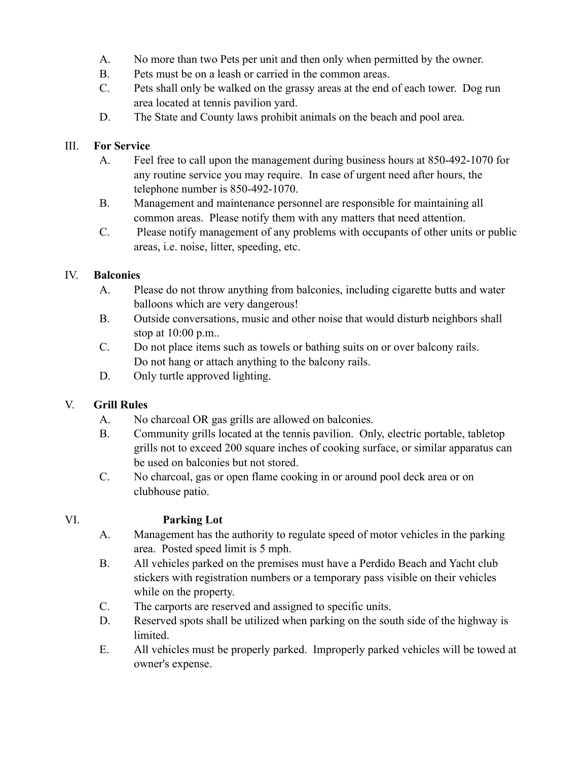A. No more than two Pets per unit and then only when permitted by the owner.
B. Pets must be on a leash or carried in the common areas.
C. Pets shall only be walked on the grassy areas at the end of each tower. Dog run area located at tennis pavilion yard.
D. The State and County laws prohibit animals on the beach and pool area.

## III. For Service

A. Feel free to call upon the management during business hours at 850-492-1070 for any routine service you may require. In case of urgent need after hours, the telephone number is 850-492-1070.
B. Management and maintenance personnel are responsible for maintaining all common areas. Please notify them with any matters that need attention.
C. Please notify management of any problems with occupants of other units or public areas, i.e. noise, litter, speeding, etc.

## IV. Balconies

A. Please do not throw anything from balconies, including cigarette butts and water balloons which are very dangerous!
B. Outside conversations, music and other noise that would disturb neighbors shall stop at 10:00 p.m..
C. Do not place items such as towels or bathing suits on or over balcony rails. Do not hang or attach anything to the balcony rails.
D. Only turtle approved lighting.

## V. Grill Rules

A. No charcoal OR gas grills are allowed on balconies.
B. Community grills located at the tennis pavilion. Only, electric portable, tabletop grills not to exceed 200 square inches of cooking surface, or similar apparatus can be used on balconies but not stored.
C. No charcoal, gas or open flame cooking in or around pool deck area or on clubhouse patio.

## VI. Parking Lot

A. Management has the authority to regulate speed of motor vehicles in the parking area. Posted speed limit is 5 mph.
B. All vehicles parked on the premises must have a Perdido Beach and Yacht club stickers with registration numbers or a temporary pass visible on their vehicles while on the property.
C. The carports are reserved and assigned to specific units.
D. Reserved spots shall be utilized when parking on the south side of the highway is limited.
E. All vehicles must be properly parked. Improperly parked vehicles will be towed at owner's expense.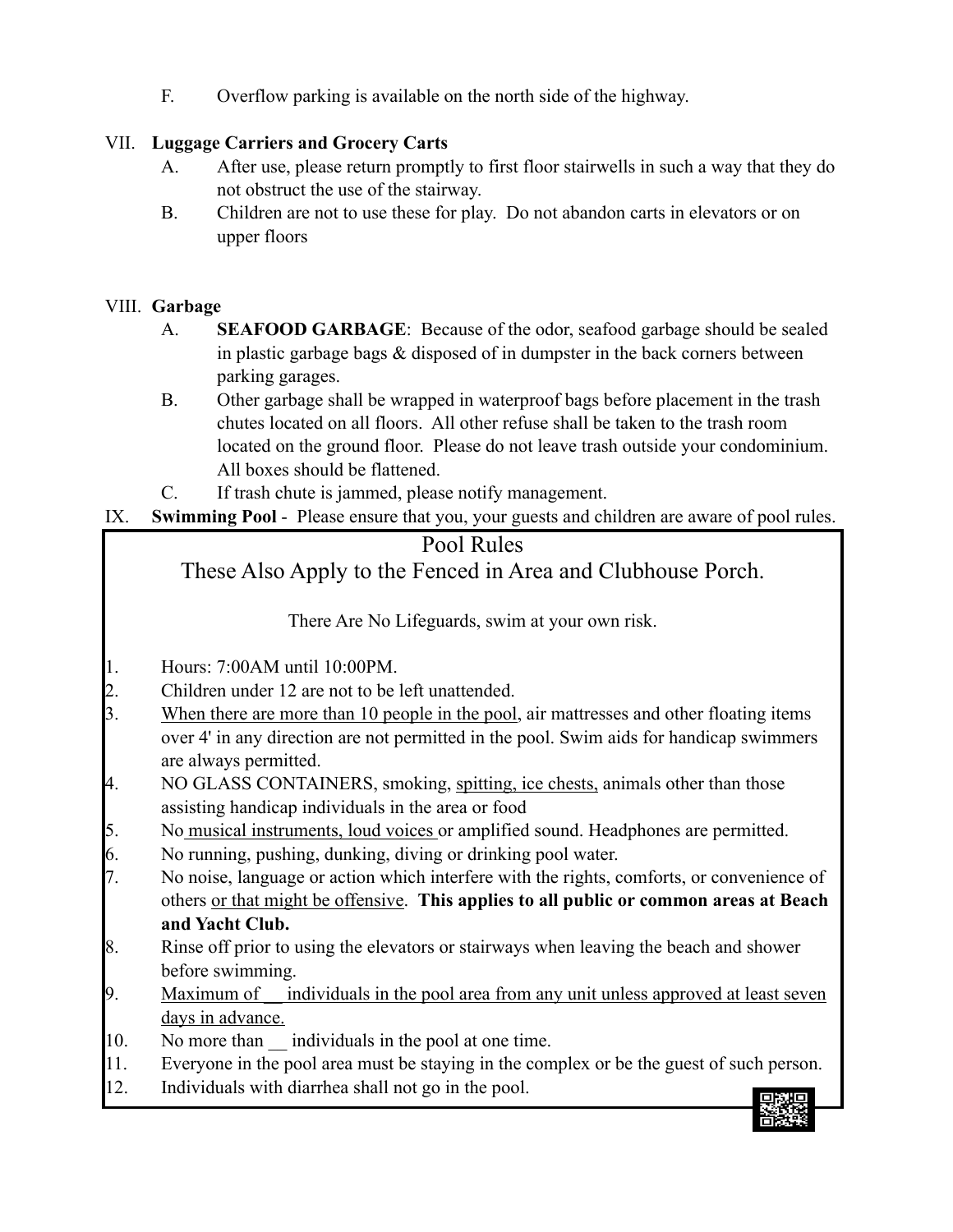F. Overflow parking is available on the north side of the highway.

VII. **Luggage Carriers and Grocery Carts**

A. After use, please return promptly to first floor stairwells in such a way that they do not obstruct the use of the stairway.

B. Children are not to use these for play. Do not abandon carts in elevators or on upper floors

VIII. **Garbage**

A. **SEAFOOD GARBAGE**: Because of the odor, seafood garbage should be sealed in plastic garbage bags & disposed of in dumpster in the back corners between parking garages.

B. Other garbage shall be wrapped in waterproof bags before placement in the trash chutes located on all floors. All other refuse shall be taken to the trash room located on the ground floor. Please do not leave trash outside your condominium. All boxes should be flattened.

C. If trash chute is jammed, please notify management.

IX. **Swimming Pool** - Please ensure that you, your guests and children are aware of pool rules.

## Pool Rules

### These Also Apply to the Fenced in Area and Clubhouse Porch.

There Are No Lifeguards, swim at your own risk.

1. Hours: 7:00AM until 10:00PM.
2. Children under 12 are not to be left unattended.
3. <u>When there are more than 10 people in the pool</u>, air mattresses and other floating items over 4' in any direction are not permitted in the pool. Swim aids for handicap swimmers are always permitted.
4. NO GLASS CONTAINERS, smoking, <u>spitting, ice chests,</u> animals other than those assisting handicap individuals in the area or food
5. No <u>musical instruments, loud voices</u> or amplified sound. Headphones are permitted.
6. No running, pushing, dunking, diving or drinking pool water.
7. No noise, language or action which interfere with the rights, comforts, or convenience of others <u>or that might be offensive</u>. **This applies to all public or common areas at Beach and Yacht Club.**
8. Rinse off prior to using the elevators or stairways when leaving the beach and shower before swimming.
9. <u>Maximum of __ individuals in the pool area from any unit unless approved at least seven days in advance.</u>
10. No more than __ individuals in the pool at one time.
11. Everyone in the pool area must be staying in the complex or be the guest of such person.
12. Individuals with diarrhea shall not go in the pool.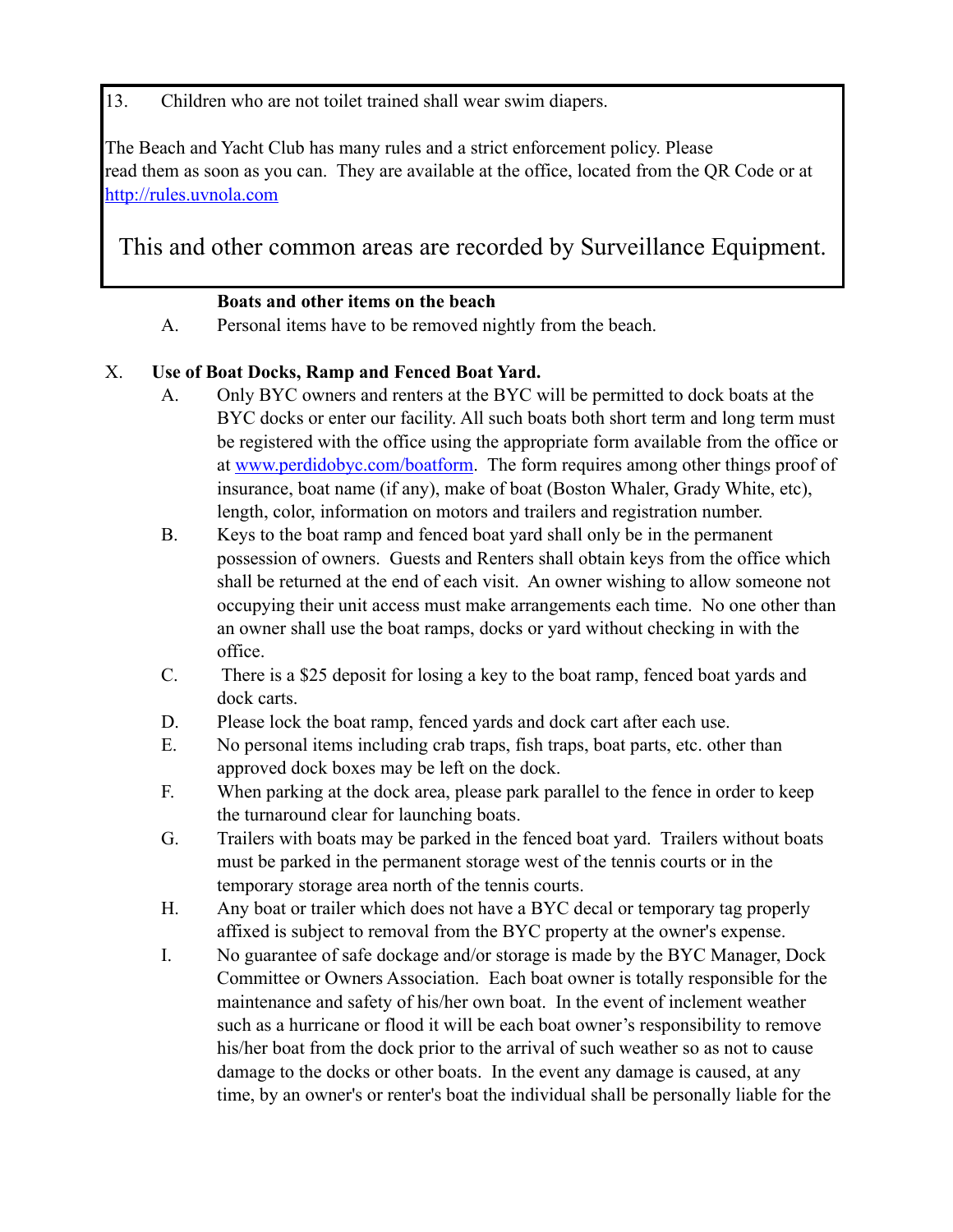13. Children who are not toilet trained shall wear swim diapers.

The Beach and Yacht Club has many rules and a strict enforcement policy. Please read them as soon as you can. They are available at the office, located from the QR Code or at [http://rules.uvnola.com](http://rules.uvnola.com)

This and other common areas are recorded by Surveillance Equipment.

**Boats and other items on the beach**

A. Personal items have to be removed nightly from the beach.

## X. Use of Boat Docks, Ramp and Fenced Boat Yard.

A. Only BYC owners and renters at the BYC will be permitted to dock boats at the BYC docks or enter our facility. All such boats both short term and long term must be registered with the office using the appropriate form available from the office or at [www.perdidobyc.com/boatform](http://www.perdidobyc.com/boatform). The form requires among other things proof of insurance, boat name (if any), make of boat (Boston Whaler, Grady White, etc), length, color, information on motors and trailers and registration number.

B. Keys to the boat ramp and fenced boat yard shall only be in the permanent possession of owners. Guests and Renters shall obtain keys from the office which shall be returned at the end of each visit. An owner wishing to allow someone not occupying their unit access must make arrangements each time. No one other than an owner shall use the boat ramps, docks or yard without checking in with the office.

C. There is a $25 deposit for losing a key to the boat ramp, fenced boat yards and dock carts.

D. Please lock the boat ramp, fenced yards and dock cart after each use.

E. No personal items including crab traps, fish traps, boat parts, etc. other than approved dock boxes may be left on the dock.

F. When parking at the dock area, please park parallel to the fence in order to keep the turnaround clear for launching boats.

G. Trailers with boats may be parked in the fenced boat yard. Trailers without boats must be parked in the permanent storage west of the tennis courts or in the temporary storage area north of the tennis courts.

H. Any boat or trailer which does not have a BYC decal or temporary tag properly affixed is subject to removal from the BYC property at the owner's expense.

I. No guarantee of safe dockage and/or storage is made by the BYC Manager, Dock Committee or Owners Association. Each boat owner is totally responsible for the maintenance and safety of his/her own boat. In the event of inclement weather such as a hurricane or flood it will be each boat owner's responsibility to remove his/her boat from the dock prior to the arrival of such weather so as not to cause damage to the docks or other boats. In the event any damage is caused, at any time, by an owner's or renter's boat the individual shall be personally liable for the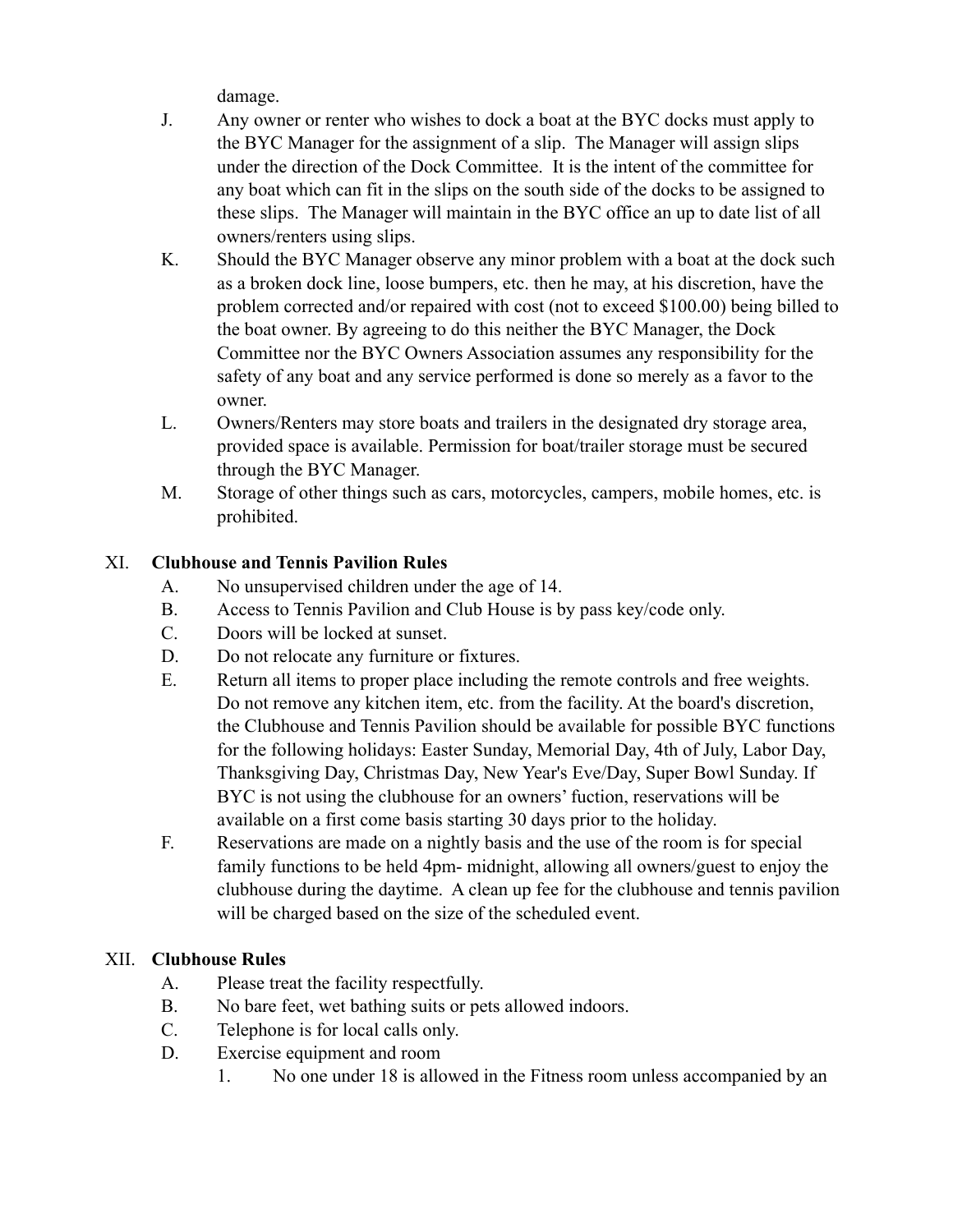damage.

J. Any owner or renter who wishes to dock a boat at the BYC docks must apply to the BYC Manager for the assignment of a slip. The Manager will assign slips under the direction of the Dock Committee. It is the intent of the committee for any boat which can fit in the slips on the south side of the docks to be assigned to these slips. The Manager will maintain in the BYC office an up to date list of all owners/renters using slips.

K. Should the BYC Manager observe any minor problem with a boat at the dock such as a broken dock line, loose bumpers, etc. then he may, at his discretion, have the problem corrected and/or repaired with cost (not to exceed $100.00) being billed to the boat owner. By agreeing to do this neither the BYC Manager, the Dock Committee nor the BYC Owners Association assumes any responsibility for the safety of any boat and any service performed is done so merely as a favor to the owner.

L. Owners/Renters may store boats and trailers in the designated dry storage area, provided space is available. Permission for boat/trailer storage must be secured through the BYC Manager.

M. Storage of other things such as cars, motorcycles, campers, mobile homes, etc. is prohibited.

## XI. Clubhouse and Tennis Pavilion Rules

A. No unsupervised children under the age of 14.

B. Access to Tennis Pavilion and Club House is by pass key/code only.

C. Doors will be locked at sunset.

D. Do not relocate any furniture or fixtures.

E. Return all items to proper place including the remote controls and free weights. Do not remove any kitchen item, etc. from the facility. At the board's discretion, the Clubhouse and Tennis Pavilion should be available for possible BYC functions for the following holidays: Easter Sunday, Memorial Day, 4th of July, Labor Day, Thanksgiving Day, Christmas Day, New Year's Eve/Day, Super Bowl Sunday. If BYC is not using the clubhouse for an owners' fuction, reservations will be available on a first come basis starting 30 days prior to the holiday.

F. Reservations are made on a nightly basis and the use of the room is for special family functions to be held 4pm- midnight, allowing all owners/guest to enjoy the clubhouse during the daytime. A clean up fee for the clubhouse and tennis pavilion will be charged based on the size of the scheduled event.

## XII. Clubhouse Rules

A. Please treat the facility respectfully.

B. No bare feet, wet bathing suits or pets allowed indoors.

C. Telephone is for local calls only.

D. Exercise equipment and room

1. No one under 18 is allowed in the Fitness room unless accompanied by an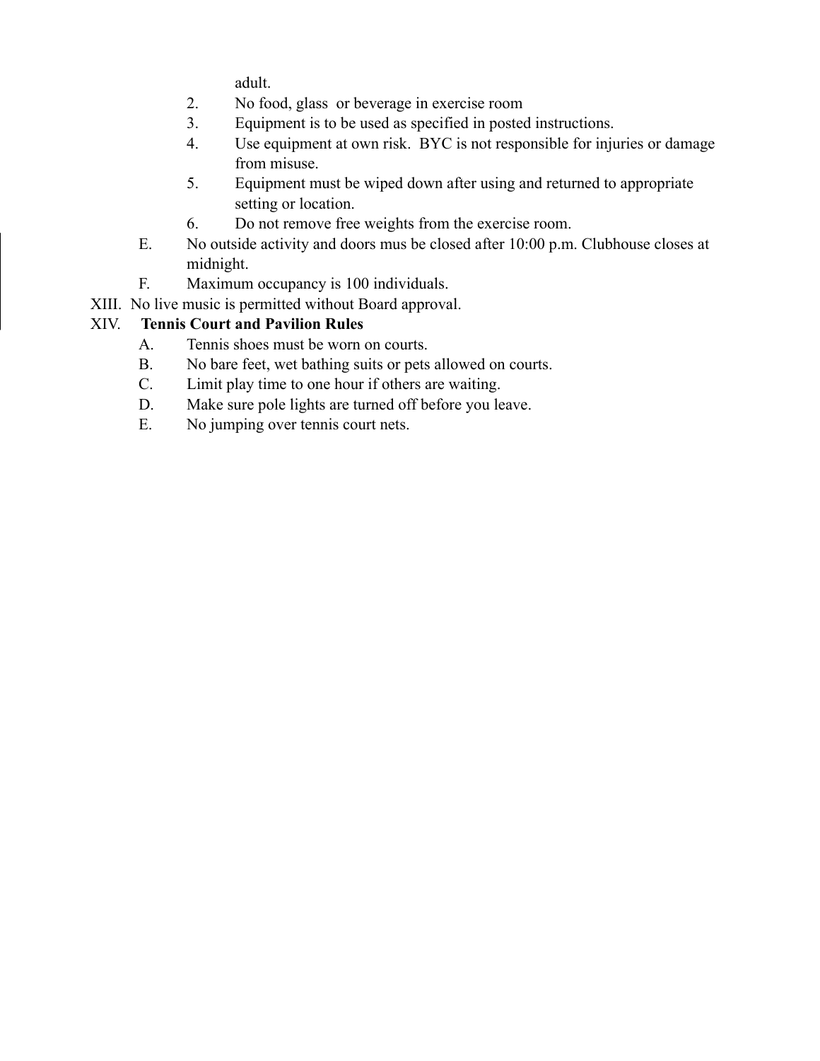adult.

2. No food, glass or beverage in exercise room
3. Equipment is to be used as specified in posted instructions.
4. Use equipment at own risk. BYC is not responsible for injuries or damage from misuse.
5. Equipment must be wiped down after using and returned to appropriate setting or location.
6. Do not remove free weights from the exercise room.

E. No outside activity and doors mus be closed after 10:00 p.m. Clubhouse closes at midnight.

F. Maximum occupancy is 100 individuals.

XIII. No live music is permitted without Board approval.

XIV. **Tennis Court and Pavilion Rules**

A. Tennis shoes must be worn on courts.

B. No bare feet, wet bathing suits or pets allowed on courts.

C. Limit play time to one hour if others are waiting.

D. Make sure pole lights are turned off before you leave.

E. No jumping over tennis court nets.